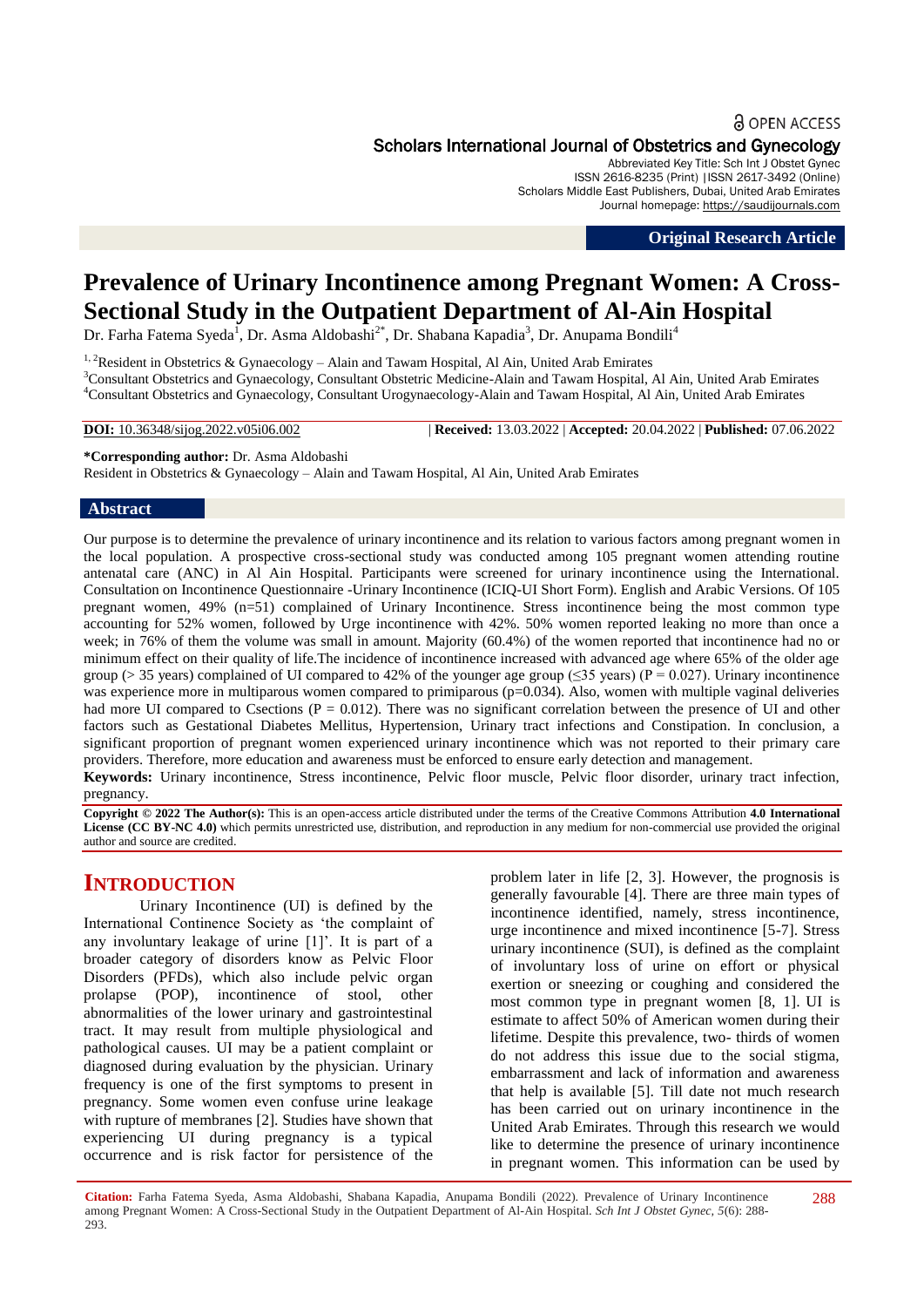OPEN ACCESS

Scholars International Journal of Obstetrics and Gynecology

Abbreviated Key Title: Sch Int J Obstet Gynec
ISSN 2616-8235 (Print) |ISSN 2617-3492 (Online)
Scholars Middle East Publishers, Dubai, United Arab Emirates
Journal homepage: https://saudijournals.com

**Original Research Article**

# Prevalence of Urinary Incontinence among Pregnant Women: A Cross-Sectional Study in the Outpatient Department of Al-Ain Hospital

Dr. Farha Fatema Syeda[1], Dr. Asma Aldobashi[2*], Dr. Shabana Kapadia[3], Dr. Anupama Bondili[4]

[1, 2]Resident in Obstetrics & Gynaecology – Alain and Tawam Hospital, Al Ain, United Arab Emirates
[3]Consultant Obstetrics and Gynaecology, Consultant Obstetric Medicine-Alain and Tawam Hospital, Al Ain, United Arab Emirates
[4]Consultant Obstetrics and Gynaecology, Consultant Urogynaecology-Alain and Tawam Hospital, Al Ain, United Arab Emirates

**DOI:** 10.36348/sijog.2022.v05i06.002 | **Received:** 13.03.2022 | **Accepted:** 20.04.2022 | **Published:** 07.06.2022

**\*Corresponding author:** Dr. Asma Aldobashi
Resident in Obstetrics & Gynaecology – Alain and Tawam Hospital, Al Ain, United Arab Emirates

## Abstract

Our purpose is to determine the prevalence of urinary incontinence and its relation to various factors among pregnant women in the local population. A prospective cross-sectional study was conducted among 105 pregnant women attending routine antenatal care (ANC) in Al Ain Hospital. Participants were screened for urinary incontinence using the International. Consultation on Incontinence Questionnaire -Urinary Incontinence (ICIQ-UI Short Form). English and Arabic Versions. Of 105 pregnant women, 49% (n=51) complained of Urinary Incontinence. Stress incontinence being the most common type accounting for 52% women, followed by Urge incontinence with 42%. 50% women reported leaking no more than once a week; in 76% of them the volume was small in amount. Majority (60.4%) of the women reported that incontinence had no or minimum effect on their quality of life.The incidence of incontinence increased with advanced age where 65% of the older age group (> 35 years) complained of UI compared to 42% of the younger age group (≤35 years) (P = 0.027). Urinary incontinence was experience more in multiparous women compared to primiparous (p=0.034). Also, women with multiple vaginal deliveries had more UI compared to Csections (P = 0.012). There was no significant correlation between the presence of UI and other factors such as Gestational Diabetes Mellitus, Hypertension, Urinary tract infections and Constipation. In conclusion, a significant proportion of pregnant women experienced urinary incontinence which was not reported to their primary care providers. Therefore, more education and awareness must be enforced to ensure early detection and management.

**Keywords:** Urinary incontinence, Stress incontinence, Pelvic floor muscle, Pelvic floor disorder, urinary tract infection, pregnancy.

**Copyright © 2022 The Author(s):** This is an open-access article distributed under the terms of the Creative Commons Attribution **4.0 International License (CC BY-NC 4.0)** which permits unrestricted use, distribution, and reproduction in any medium for non-commercial use provided the original author and source are credited.

## INTRODUCTION

Urinary Incontinence (UI) is defined by the International Continence Society as 'the complaint of any involuntary leakage of urine [1]'. It is part of a broader category of disorders know as Pelvic Floor Disorders (PFDs), which also include pelvic organ prolapse (POP), incontinence of stool, other abnormalities of the lower urinary and gastrointestinal tract. It may result from multiple physiological and pathological causes. UI may be a patient complaint or diagnosed during evaluation by the physician. Urinary frequency is one of the first symptoms to present in pregnancy. Some women even confuse urine leakage with rupture of membranes [2]. Studies have shown that experiencing UI during pregnancy is a typical occurrence and is risk factor for persistence of the problem later in life [2, 3]. However, the prognosis is generally favourable [4]. There are three main types of incontinence identified, namely, stress incontinence, urge incontinence and mixed incontinence [5-7]. Stress urinary incontinence (SUI), is defined as the complaint of involuntary loss of urine on effort or physical exertion or sneezing or coughing and considered the most common type in pregnant women [8, 1]. UI is estimate to affect 50% of American women during their lifetime. Despite this prevalence, two- thirds of women do not address this issue due to the social stigma, embarrassment and lack of information and awareness that help is available [5]. Till date not much research has been carried out on urinary incontinence in the United Arab Emirates. Through this research we would like to determine the presence of urinary incontinence in pregnant women. This information can be used by

**Citation:** Farha Fatema Syeda, Asma Aldobashi, Shabana Kapadia, Anupama Bondili (2022). Prevalence of Urinary Incontinence among Pregnant Women: A Cross-Sectional Study in the Outpatient Department of Al-Ain Hospital. *Sch Int J Obstet Gynec, 5*(6): 288-293.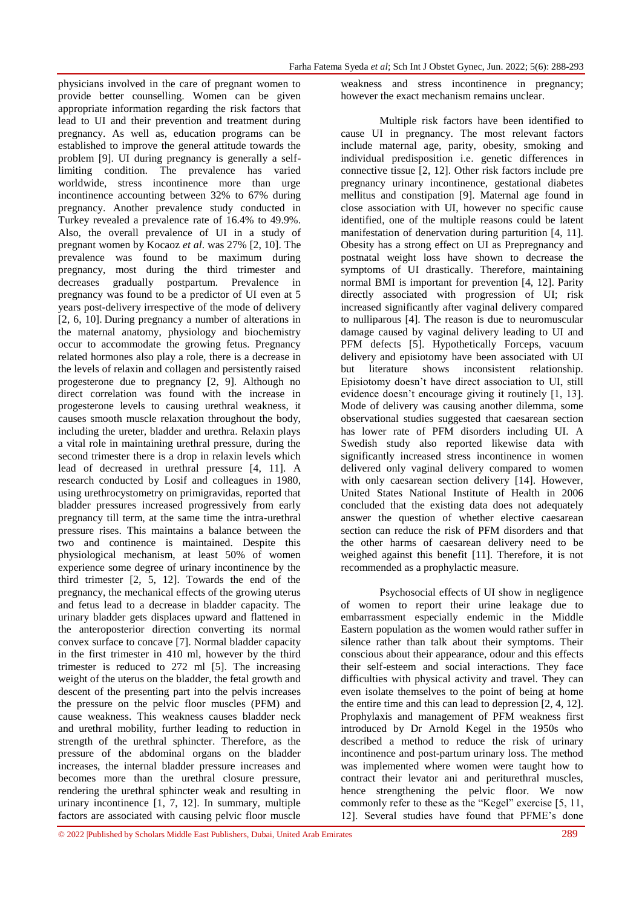physicians involved in the care of pregnant women to provide better counselling. Women can be given appropriate information regarding the risk factors that lead to UI and their prevention and treatment during pregnancy. As well as, education programs can be established to improve the general attitude towards the problem [9]. UI during pregnancy is generally a self-limiting condition. The prevalence has varied worldwide, stress incontinence more than urge incontinence accounting between 32% to 67% during pregnancy. Another prevalence study conducted in Turkey revealed a prevalence rate of 16.4% to 49.9%. Also, the overall prevalence of UI in a study of pregnant women by Kocaoz *et al*. was 27% [2, 10]. The prevalence was found to be maximum during pregnancy, most during the third trimester and decreases gradually postpartum. Prevalence in pregnancy was found to be a predictor of UI even at 5 years post-delivery irrespective of the mode of delivery [2, 6, 10]. During pregnancy a number of alterations in the maternal anatomy, physiology and biochemistry occur to accommodate the growing fetus. Pregnancy related hormones also play a role, there is a decrease in the levels of relaxin and collagen and persistently raised progesterone due to pregnancy [2, 9]. Although no direct correlation was found with the increase in progesterone levels to causing urethral weakness, it causes smooth muscle relaxation throughout the body, including the ureter, bladder and urethra. Relaxin plays a vital role in maintaining urethral pressure, during the second trimester there is a drop in relaxin levels which lead of decreased in urethral pressure [4, 11]. A research conducted by Losif and colleagues in 1980, using urethrocystometry on primigravidas, reported that bladder pressures increased progressively from early pregnancy till term, at the same time the intra-urethral pressure rises. This maintains a balance between the two and continence is maintained. Despite this physiological mechanism, at least 50% of women experience some degree of urinary incontinence by the third trimester [2, 5, 12]. Towards the end of the pregnancy, the mechanical effects of the growing uterus and fetus lead to a decrease in bladder capacity. The urinary bladder gets displaces upward and flattened in the anteroposterior direction converting its normal convex surface to concave [7]. Normal bladder capacity in the first trimester in 410 ml, however by the third trimester is reduced to 272 ml [5]. The increasing weight of the uterus on the bladder, the fetal growth and descent of the presenting part into the pelvis increases the pressure on the pelvic floor muscles (PFM) and cause weakness. This weakness causes bladder neck and urethral mobility, further leading to reduction in strength of the urethral sphincter. Therefore, as the pressure of the abdominal organs on the bladder increases, the internal bladder pressure increases and becomes more than the urethral closure pressure, rendering the urethral sphincter weak and resulting in urinary incontinence [1, 7, 12]. In summary, multiple factors are associated with causing pelvic floor muscle weakness and stress incontinence in pregnancy; however the exact mechanism remains unclear.

Multiple risk factors have been identified to cause UI in pregnancy. The most relevant factors include maternal age, parity, obesity, smoking and individual predisposition i.e. genetic differences in connective tissue [2, 12]. Other risk factors include pre pregnancy urinary incontinence, gestational diabetes mellitus and constipation [9]. Maternal age found in close association with UI, however no specific cause identified, one of the multiple reasons could be latent manifestation of denervation during parturition [4, 11]. Obesity has a strong effect on UI as Prepregnancy and postnatal weight loss have shown to decrease the symptoms of UI drastically. Therefore, maintaining normal BMI is important for prevention [4, 12]. Parity directly associated with progression of UI; risk increased significantly after vaginal delivery compared to nulliparous [4]. The reason is due to neuromuscular damage caused by vaginal delivery leading to UI and PFM defects [5]. Hypothetically Forceps, vacuum delivery and episiotomy have been associated with UI but literature shows inconsistent relationship. Episiotomy doesn't have direct association to UI, still evidence doesn't encourage giving it routinely [1, 13]. Mode of delivery was causing another dilemma, some observational studies suggested that caesarean section has lower rate of PFM disorders including UI. A Swedish study also reported likewise data with significantly increased stress incontinence in women delivered only vaginal delivery compared to women with only caesarean section delivery [14]. However, United States National Institute of Health in 2006 concluded that the existing data does not adequately answer the question of whether elective caesarean section can reduce the risk of PFM disorders and that the other harms of caesarean delivery need to be weighed against this benefit [11]. Therefore, it is not recommended as a prophylactic measure.

Psychosocial effects of UI show in negligence of women to report their urine leakage due to embarrassment especially endemic in the Middle Eastern population as the women would rather suffer in silence rather than talk about their symptoms. Their conscious about their appearance, odour and this effects their self-esteem and social interactions. They face difficulties with physical activity and travel. They can even isolate themselves to the point of being at home the entire time and this can lead to depression [2, 4, 12]. Prophylaxis and management of PFM weakness first introduced by Dr Arnold Kegel in the 1950s who described a method to reduce the risk of urinary incontinence and post-partum urinary loss. The method was implemented where women were taught how to contract their levator ani and periurethral muscles, hence strengthening the pelvic floor. We now commonly refer to these as the "Kegel" exercise [5, 11, 12]. Several studies have found that PFME's done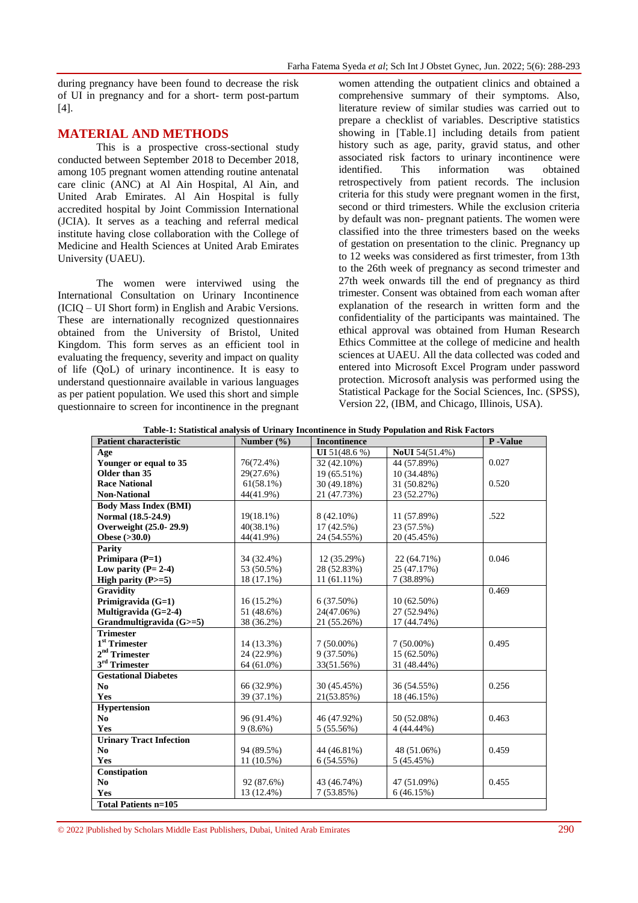during pregnancy have been found to decrease the risk of UI in pregnancy and for a short- term post-partum [4].

## MATERIAL AND METHODS

This is a prospective cross-sectional study conducted between September 2018 to December 2018, among 105 pregnant women attending routine antenatal care clinic (ANC) at Al Ain Hospital, Al Ain, and United Arab Emirates. Al Ain Hospital is fully accredited hospital by Joint Commission International (JCIA). It serves as a teaching and referral medical institute having close collaboration with the College of Medicine and Health Sciences at United Arab Emirates University (UAEU).

The women were interviewed using the International Consultation on Urinary Incontinence (ICIQ – UI Short form) in English and Arabic Versions. These are internationally recognized questionnaires obtained from the University of Bristol, United Kingdom. This form serves as an efficient tool in evaluating the frequency, severity and impact on quality of life (QoL) of urinary incontinence. It is easy to understand questionnaire available in various languages as per patient population. We used this short and simple questionnaire to screen for incontinence in the pregnant women attending the outpatient clinics and obtained a comprehensive summary of their symptoms. Also, literature review of similar studies was carried out to prepare a checklist of variables. Descriptive statistics showing in [Table.1] including details from patient history such as age, parity, gravid status, and other associated risk factors to urinary incontinence were identified. This information was obtained retrospectively from patient records. The inclusion criteria for this study were pregnant women in the first, second or third trimesters. While the exclusion criteria by default was non- pregnant patients. The women were classified into the three trimesters based on the weeks of gestation on presentation to the clinic. Pregnancy up to 12 weeks was considered as first trimester, from 13th to the 26th week of pregnancy as second trimester and 27th week onwards till the end of pregnancy as third trimester. Consent was obtained from each woman after explanation of the research in written form and the confidentiality of the participants was maintained. The ethical approval was obtained from Human Research Ethics Committee at the college of medicine and health sciences at UAEU. All the data collected was coded and entered into Microsoft Excel Program under password protection. Microsoft analysis was performed using the Statistical Package for the Social Sciences, Inc. (SPSS), Version 22, (IBM, and Chicago, Illinois, USA).

**Table-1: Statistical analysis of Urinary Incontinence in Study Population and Risk Factors**

| Patient characteristic | Number (%) | Incontinence | | P -Value |
|---|---|---|---|---|
| **Age** | | **UI** 51(48.6 %) | **NoUI** 54(51.4%) | |
| **Younger or equal to 35** | 76(72.4%) | 32 (42.10%) | 44 (57.89%) | 0.027 |
| **Older than 35** | 29(27.6%) | 19 (65.51%) | 10 (34.48%) | |
| **Race National** | 61(58.1%) | 30 (49.18%) | 31 (50.82%) | 0.520 |
| **Non-National** | 44(41.9%) | 21 (47.73%) | 23 (52.27%) | |
| **Body Mass Index (BMI)** | | | | |
| **Normal (18.5-24.9)** | 19(18.1%) | 8 (42.10%) | 11 (57.89%) | .522 |
| **Overweight (25.0- 29.9)** | 40(38.1%) | 17 (42.5%) | 23 (57.5%) | |
| **Obese (>30.0)** | 44(41.9%) | 24 (54.55%) | 20 (45.45%) | |
| **Parity** | | | | |
| **Primipara (P=1)** | 34 (32.4%) | 12 (35.29%) | 22 (64.71%) | 0.046 |
| **Low parity (P= 2-4)** | 53 (50.5%) | 28 (52.83%) | 25 (47.17%) | |
| **High parity (P>=5)** | 18 (17.1%) | 11 (61.11%) | 7 (38.89%) | |
| **Gravidity** | | | | 0.469 |
| **Primigravida (G=1)** | 16 (15.2%) | 6 (37.50%) | 10 (62.50%) | |
| **Multigravida (G=2-4)** | 51 (48.6%) | 24(47.06%) | 27 (52.94%) | |
| **Grandmultigravida (G>=5)** | 38 (36.2%) | 21 (55.26%) | 17 (44.74%) | |
| **Trimester** | | | | |
| **1st Trimester** | 14 (13.3%) | 7 (50.00%) | 7 (50.00%) | 0.495 |
| **2nd Trimester** | 24 (22.9%) | 9 (37.50%) | 15 (62.50%) | |
| **3rd Trimester** | 64 (61.0%) | 33(51.56%) | 31 (48.44%) | |
| **Gestational Diabetes** | | | | |
| **No** | 66 (32.9%) | 30 (45.45%) | 36 (54.55%) | 0.256 |
| **Yes** | 39 (37.1%) | 21(53.85%) | 18 (46.15%) | |
| **Hypertension** | | | | |
| **No** | 96 (91.4%) | 46 (47.92%) | 50 (52.08%) | 0.463 |
| **Yes** | 9 (8.6%) | 5 (55.56%) | 4 (44.44%) | |
| **Urinary Tract Infection** | | | | |
| **No** | 94 (89.5%) | 44 (46.81%) | 48 (51.06%) | 0.459 |
| **Yes** | 11 (10.5%) | 6 (54.55%) | 5 (45.45%) | |
| **Constipation** | | | | |
| **No** | 92 (87.6%) | 43 (46.74%) | 47 (51.09%) | 0.455 |
| **Yes** | 13 (12.4%) | 7 (53.85%) | 6 (46.15%) | |
| **Total Patients n=105** | | | | |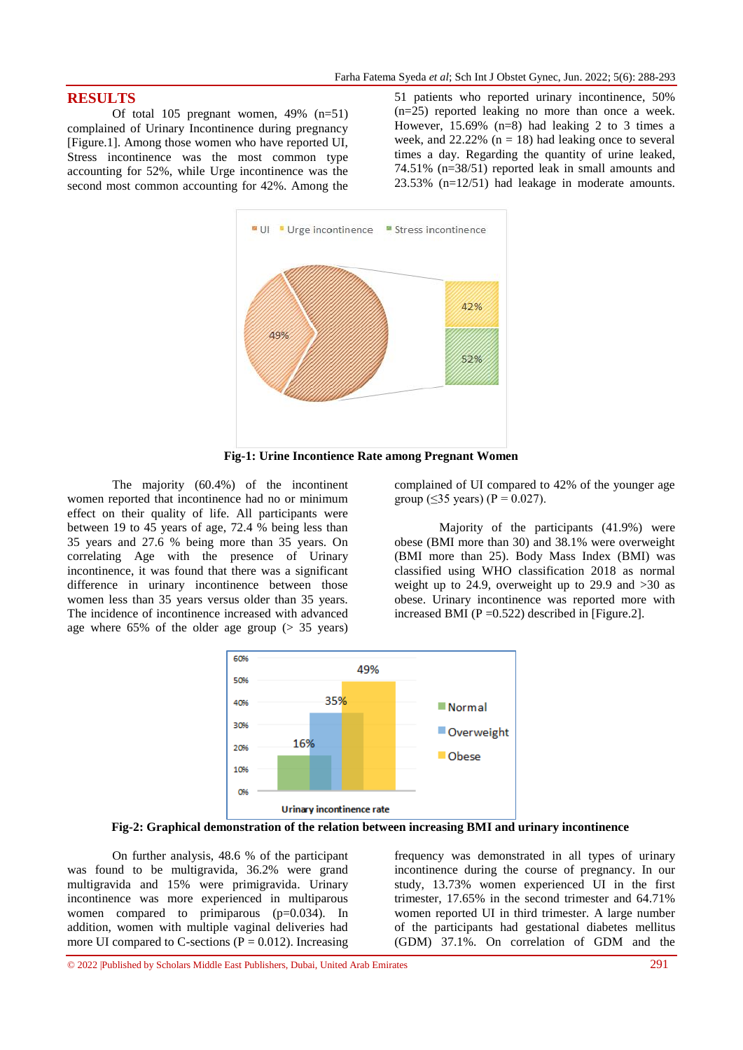## RESULTS

Of total 105 pregnant women, 49% (n=51) complained of Urinary Incontinence during pregnancy [Figure.1]. Among those women who have reported UI, Stress incontinence was the most common type accounting for 52%, while Urge incontinence was the second most common accounting for 42%. Among the 51 patients who reported urinary incontinence, 50% (n=25) reported leaking no more than once a week. However, 15.69% (n=8) had leaking 2 to 3 times a week, and 22.22% (n = 18) had leaking once to several times a day. Regarding the quantity of urine leaked, 74.51% (n=38/51) reported leak in small amounts and 23.53% (n=12/51) had leakage in moderate amounts.

**Fig-1: Urine Incontience Rate among Pregnant Women**

The majority (60.4%) of the incontinent women reported that incontinence had no or minimum effect on their quality of life. All participants were between 19 to 45 years of age, 72.4 % being less than 35 years and 27.6 % being more than 35 years. On correlating Age with the presence of Urinary incontinence, it was found that there was a significant difference in urinary incontinence between those women less than 35 years versus older than 35 years. The incidence of incontinence increased with advanced age where 65% of the older age group (> 35 years) complained of UI compared to 42% of the younger age group (≤35 years) (P = 0.027).

Majority of the participants (41.9%) were obese (BMI more than 30) and 38.1% were overweight (BMI more than 25). Body Mass Index (BMI) was classified using WHO classification 2018 as normal weight up to 24.9, overweight up to 29.9 and >30 as obese. Urinary incontinence was reported more with increased BMI (P =0.522) described in [Figure.2].

**Fig-2: Graphical demonstration of the relation between increasing BMI and urinary incontinence**

On further analysis, 48.6 % of the participant was found to be multigravida, 36.2% were grand multigravida and 15% were primigravida. Urinary incontinence was more experienced in multiparous women compared to primiparous (p=0.034). In addition, women with multiple vaginal deliveries had more UI compared to C-sections (P = 0.012). Increasing frequency was demonstrated in all types of urinary incontinence during the course of pregnancy. In our study, 13.73% women experienced UI in the first trimester, 17.65% in the second trimester and 64.71% women reported UI in third trimester. A large number of the participants had gestational diabetes mellitus (GDM) 37.1%. On correlation of GDM and the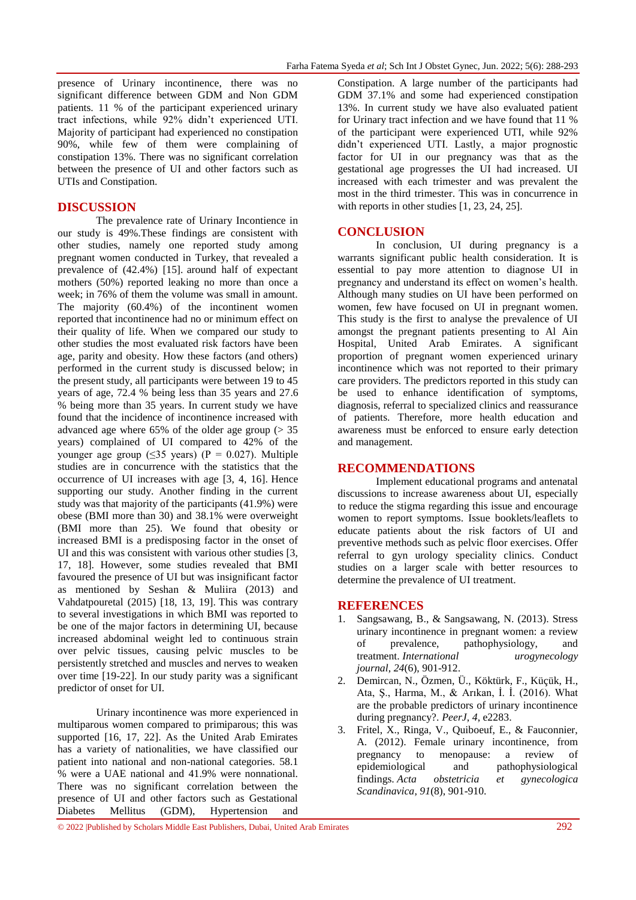presence of Urinary incontinence, there was no significant difference between GDM and Non GDM patients. 11 % of the participant experienced urinary tract infections, while 92% didn't experienced UTI. Majority of participant had experienced no constipation 90%, while few of them were complaining of constipation 13%. There was no significant correlation between the presence of UI and other factors such as UTIs and Constipation.

## DISCUSSION

The prevalence rate of Urinary Incontience in our study is 49%.These findings are consistent with other studies, namely one reported study among pregnant women conducted in Turkey, that revealed a prevalence of (42.4%) [15]. around half of expectant mothers (50%) reported leaking no more than once a week; in 76% of them the volume was small in amount. The majority (60.4%) of the incontinent women reported that incontinence had no or minimum effect on their quality of life. When we compared our study to other studies the most evaluated risk factors have been age, parity and obesity. How these factors (and others) performed in the current study is discussed below; in the present study, all participants were between 19 to 45 years of age, 72.4 % being less than 35 years and 27.6 % being more than 35 years. In current study we have found that the incidence of incontinence increased with advanced age where 65% of the older age group (> 35 years) complained of UI compared to 42% of the younger age group (≤35 years) (P = 0.027). Multiple studies are in concurrence with the statistics that the occurrence of UI increases with age [3, 4, 16]. Hence supporting our study. Another finding in the current study was that majority of the participants (41.9%) were obese (BMI more than 30) and 38.1% were overweight (BMI more than 25). We found that obesity or increased BMI is a predisposing factor in the onset of UI and this was consistent with various other studies [3, 17, 18]. However, some studies revealed that BMI favoured the presence of UI but was insignificant factor as mentioned by Seshan & Muliira (2013) and Vahdatpouretal (2015) [18, 13, 19]. This was contrary to several investigations in which BMI was reported to be one of the major factors in determining UI, because increased abdominal weight led to continuous strain over pelvic tissues, causing pelvic muscles to be persistently stretched and muscles and nerves to weaken over time [19-22]. In our study parity was a significant predictor of onset for UI.

Urinary incontinence was more experienced in multiparous women compared to primiparous; this was supported [16, 17, 22]. As the United Arab Emirates has a variety of nationalities, we have classified our patient into national and non-national categories. 58.1 % were a UAE national and 41.9% were nonnational. There was no significant correlation between the presence of UI and other factors such as Gestational Diabetes Mellitus (GDM), Hypertension and Constipation. A large number of the participants had GDM 37.1% and some had experienced constipation 13%. In current study we have also evaluated patient for Urinary tract infection and we have found that 11 % of the participant were experienced UTI, while 92% didn't experienced UTI. Lastly, a major prognostic factor for UI in our pregnancy was that as the gestational age progresses the UI had increased. UI increased with each trimester and was prevalent the most in the third trimester. This was in concurrence in with reports in other studies [1, 23, 24, 25].

## CONCLUSION

In conclusion, UI during pregnancy is a warrants significant public health consideration. It is essential to pay more attention to diagnose UI in pregnancy and understand its effect on women's health. Although many studies on UI have been performed on women, few have focused on UI in pregnant women. This study is the first to analyse the prevalence of UI amongst the pregnant patients presenting to Al Ain Hospital, United Arab Emirates. A significant proportion of pregnant women experienced urinary incontinence which was not reported to their primary care providers. The predictors reported in this study can be used to enhance identification of symptoms, diagnosis, referral to specialized clinics and reassurance of patients. Therefore, more health education and awareness must be enforced to ensure early detection and management.

## RECOMMENDATIONS

Implement educational programs and antenatal discussions to increase awareness about UI, especially to reduce the stigma regarding this issue and encourage women to report symptoms. Issue booklets/leaflets to educate patients about the risk factors of UI and preventive methods such as pelvic floor exercises. Offer referral to gyn urology speciality clinics. Conduct studies on a larger scale with better resources to determine the prevalence of UI treatment.

## REFERENCES

1. Sangsawang, B., & Sangsawang, N. (2013). Stress urinary incontinence in pregnant women: a review of prevalence, pathophysiology, and treatment. *International urogynecology journal*, *24*(6), 901-912.
2. Demircan, N., Özmen, Ü., Köktürk, F., Küçük, H., Ata, Ş., Harma, M., & Arıkan, İ. İ. (2016). What are the probable predictors of urinary incontinence during pregnancy?. *PeerJ*, *4*, e2283.
3. Fritel, X., Ringa, V., Quiboeuf, E., & Fauconnier, A. (2012). Female urinary incontinence, from pregnancy to menopause: a review of epidemiological and pathophysiological findings. *Acta obstetricia et gynecologica Scandinavica*, *91*(8), 901-910.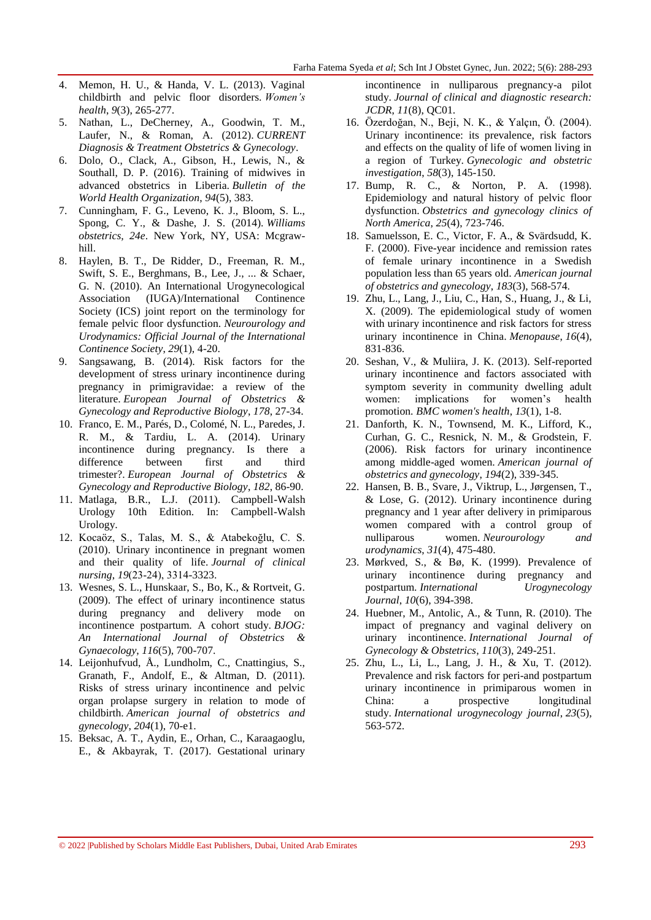4. Memon, H. U., & Handa, V. L. (2013). Vaginal childbirth and pelvic floor disorders. *Women's health*, *9*(3), 265-277.
5. Nathan, L., DeCherney, A., Goodwin, T. M., Laufer, N., & Roman, A. (2012). *CURRENT Diagnosis & Treatment Obstetrics & Gynecology*.
6. Dolo, O., Clack, A., Gibson, H., Lewis, N., & Southall, D. P. (2016). Training of midwives in advanced obstetrics in Liberia. *Bulletin of the World Health Organization*, *94*(5), 383.
7. Cunningham, F. G., Leveno, K. J., Bloom, S. L., Spong, C. Y., & Dashe, J. S. (2014). *Williams obstetrics, 24e*. New York, NY, USA: Mcgraw-hill.
8. Haylen, B. T., De Ridder, D., Freeman, R. M., Swift, S. E., Berghmans, B., Lee, J., ... & Schaer, G. N. (2010). An International Urogynecological Association (IUGA)/International Continence Society (ICS) joint report on the terminology for female pelvic floor dysfunction. *Neurourology and Urodynamics: Official Journal of the International Continence Society*, *29*(1), 4-20.
9. Sangsawang, B. (2014). Risk factors for the development of stress urinary incontinence during pregnancy in primigravidae: a review of the literature. *European Journal of Obstetrics & Gynecology and Reproductive Biology*, *178*, 27-34.
10. Franco, E. M., Parés, D., Colomé, N. L., Paredes, J. R. M., & Tardiu, L. A. (2014). Urinary incontinence during pregnancy. Is there a difference between first and third trimester?. *European Journal of Obstetrics & Gynecology and Reproductive Biology*, *182*, 86-90.
11. Matlaga, B.R., L.J. (2011). Campbell-Walsh Urology 10th Edition. In: Campbell-Walsh Urology.
12. Kocaöz, S., Talas, M. S., & Atabekoğlu, C. S. (2010). Urinary incontinence in pregnant women and their quality of life. *Journal of clinical nursing*, *19*(23-24), 3314-3323.
13. Wesnes, S. L., Hunskaar, S., Bo, K., & Rortveit, G. (2009). The effect of urinary incontinence status during pregnancy and delivery mode on incontinence postpartum. A cohort study. *BJOG: An International Journal of Obstetrics & Gynaecology*, *116*(5), 700-707.
14. Leijonhufvud, Å., Lundholm, C., Cnattingius, S., Granath, F., Andolf, E., & Altman, D. (2011). Risks of stress urinary incontinence and pelvic organ prolapse surgery in relation to mode of childbirth. *American journal of obstetrics and gynecology*, *204*(1), 70-e1.
15. Beksac, A. T., Aydin, E., Orhan, C., Karaagaoglu, E., & Akbayrak, T. (2017). Gestational urinary incontinence in nulliparous pregnancy-a pilot study. *Journal of clinical and diagnostic research: JCDR*, *11*(8), QC01.
16. Özerdoğan, N., Beji, N. K., & Yalçın, Ö. (2004). Urinary incontinence: its prevalence, risk factors and effects on the quality of life of women living in a region of Turkey. *Gynecologic and obstetric investigation*, *58*(3), 145-150.
17. Bump, R. C., & Norton, P. A. (1998). Epidemiology and natural history of pelvic floor dysfunction. *Obstetrics and gynecology clinics of North America*, *25*(4), 723-746.
18. Samuelsson, E. C., Victor, F. A., & Svärdsudd, K. F. (2000). Five-year incidence and remission rates of female urinary incontinence in a Swedish population less than 65 years old. *American journal of obstetrics and gynecology*, *183*(3), 568-574.
19. Zhu, L., Lang, J., Liu, C., Han, S., Huang, J., & Li, X. (2009). The epidemiological study of women with urinary incontinence and risk factors for stress urinary incontinence in China. *Menopause*, *16*(4), 831-836.
20. Seshan, V., & Muliira, J. K. (2013). Self-reported urinary incontinence and factors associated with symptom severity in community dwelling adult women: implications for women's health promotion. *BMC women's health*, *13*(1), 1-8.
21. Danforth, K. N., Townsend, M. K., Lifford, K., Curhan, G. C., Resnick, N. M., & Grodstein, F. (2006). Risk factors for urinary incontinence among middle-aged women. *American journal of obstetrics and gynecology*, *194*(2), 339-345.
22. Hansen, B. B., Svare, J., Viktrup, L., Jørgensen, T., & Lose, G. (2012). Urinary incontinence during pregnancy and 1 year after delivery in primiparous women compared with a control group of nulliparous women. *Neurourology and urodynamics*, *31*(4), 475-480.
23. Mørkved, S., & Bø, K. (1999). Prevalence of urinary incontinence during pregnancy and postpartum. *International Urogynecology Journal*, *10*(6), 394-398.
24. Huebner, M., Antolic, A., & Tunn, R. (2010). The impact of pregnancy and vaginal delivery on urinary incontinence. *International Journal of Gynecology & Obstetrics*, *110*(3), 249-251.
25. Zhu, L., Li, L., Lang, J. H., & Xu, T. (2012). Prevalence and risk factors for peri-and postpartum urinary incontinence in primiparous women in China: a prospective longitudinal study. *International urogynecology journal*, *23*(5), 563-572.